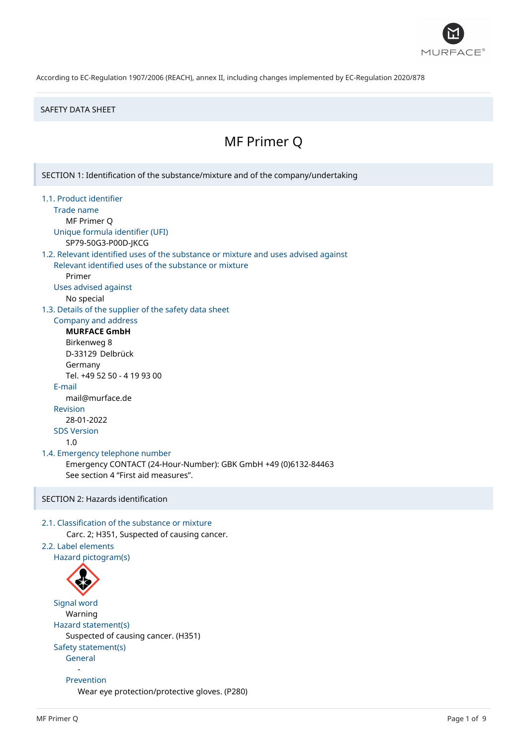According to EC-Regulation 1907/2006 (REACH), annex II, including changes implemented by EC-Regulation 2020/878

SAFETY DATA SHEET

# MF Primer Q

## SECTION 1: Identification of the substance/mixture and of the company/undertaking

### 1.1. Product identifier

**Trade name**

MF Primer Q

**Unique formula identifier (UFI)**

SP79-50G3-P00D-JKCG

### 1.2. Relevant identified uses of the substance or mixture and uses advised against

**Relevant identified uses of the substance or mixture**

Primer

**Uses advised against**

No special

### 1.3. Details of the supplier of the safety data sheet

**Company and address**

**MURFACE GmbH**
Birkenweg 8
D-33129 Delbrück
Germany
Tel. +49 52 50 - 4 19 93 00

**E-mail**

mail@murface.de

**Revision**

28-01-2022

**SDS Version**

1.0

### 1.4. Emergency telephone number

Emergency CONTACT (24-Hour-Number): GBK GmbH +49 (0)6132-84463
See section 4 “First aid measures”.

## SECTION 2: Hazards identification

### 2.1. Classification of the substance or mixture

Carc. 2; H351, Suspected of causing cancer.

### 2.2. Label elements

**Hazard pictogram(s)**

**Signal word**

Warning

**Hazard statement(s)**

Suspected of causing cancer. (H351)

**Safety statement(s)**

**General**

-

**Prevention**

Wear eye protection/protective gloves. (P280)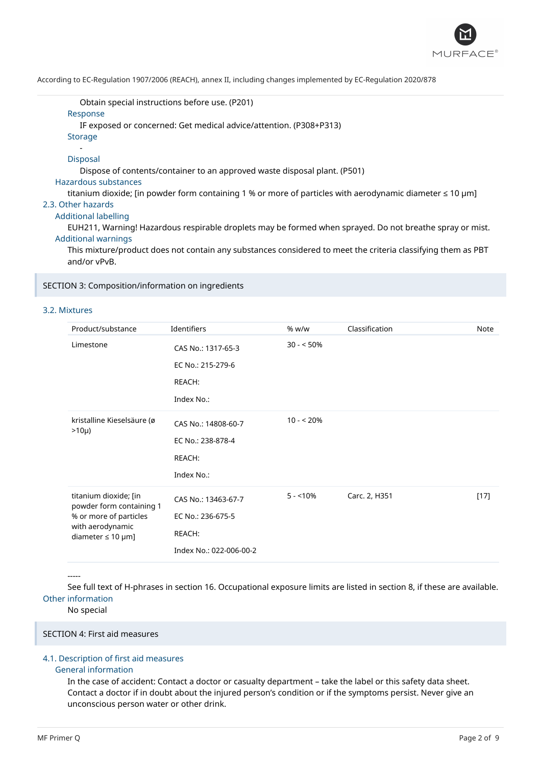Obtain special instructions before use. (P201)

Response

IF exposed or concerned: Get medical advice/attention. (P308+P313)

Storage

-

Disposal

Dispose of contents/container to an approved waste disposal plant. (P501)

Hazardous substances

titanium dioxide; [in powder form containing 1 % or more of particles with aerodynamic diameter ≤ 10 μm]

### 2.3. Other hazards

Additional labelling

EUH211, Warning! Hazardous respirable droplets may be formed when sprayed. Do not breathe spray or mist.

Additional warnings

This mixture/product does not contain any substances considered to meet the criteria classifying them as PBT and/or vPvB.

## SECTION 3: Composition/information on ingredients

### 3.2. Mixtures

| Product/substance | Identifiers | % w/w | Classification | Note |
|---|---|---|---|---|
| Limestone | CAS No.: 1317-65-3<br>EC No.: 215-279-6<br>REACH:<br>Index No.: | 30 - < 50% | | |
| kristalline Kieselsäure (ø >10μ) | CAS No.: 14808-60-7<br>EC No.: 238-878-4<br>REACH:<br>Index No.: | 10 - < 20% | | |
| titanium dioxide; [in powder form containing 1 % or more of particles with aerodynamic diameter ≤ 10 μm] | CAS No.: 13463-67-7<br>EC No.: 236-675-5<br>REACH:<br>Index No.: 022-006-00-2 | 5 - <10% | Carc. 2, H351 | [17] |

-----

See full text of H-phrases in section 16. Occupational exposure limits are listed in section 8, if these are available.

Other information

No special

## SECTION 4: First aid measures

### 4.1. Description of first aid measures

General information

In the case of accident: Contact a doctor or casualty department – take the label or this safety data sheet. Contact a doctor if in doubt about the injured person's condition or if the symptoms persist. Never give an unconscious person water or other drink.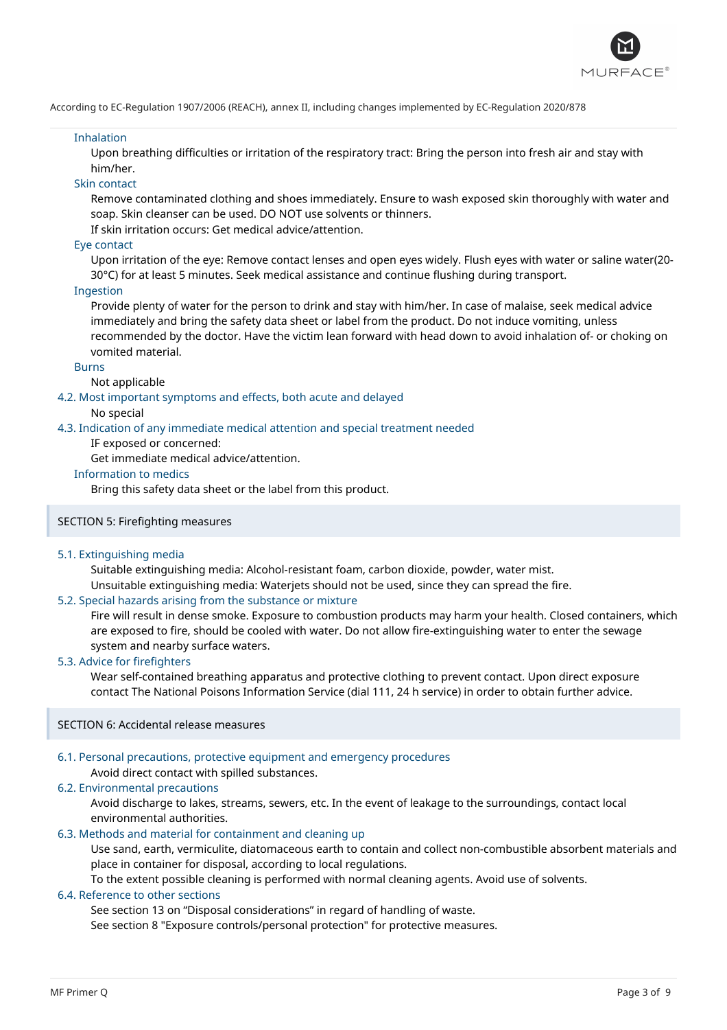According to EC-Regulation 1907/2006 (REACH), annex II, including changes implemented by EC-Regulation 2020/878

#### Inhalation

Upon breathing difficulties or irritation of the respiratory tract: Bring the person into fresh air and stay with him/her.

#### Skin contact

Remove contaminated clothing and shoes immediately. Ensure to wash exposed skin thoroughly with water and soap. Skin cleanser can be used. DO NOT use solvents or thinners.

If skin irritation occurs: Get medical advice/attention.

#### Eye contact

Upon irritation of the eye: Remove contact lenses and open eyes widely. Flush eyes with water or saline water(20-30°C) for at least 5 minutes. Seek medical assistance and continue flushing during transport.

#### Ingestion

Provide plenty of water for the person to drink and stay with him/her. In case of malaise, seek medical advice immediately and bring the safety data sheet or label from the product. Do not induce vomiting, unless recommended by the doctor. Have the victim lean forward with head down to avoid inhalation of- or choking on vomited material.

#### Burns

Not applicable

### 4.2. Most important symptoms and effects, both acute and delayed

No special

### 4.3. Indication of any immediate medical attention and special treatment needed

IF exposed or concerned:

Get immediate medical advice/attention.

#### Information to medics

Bring this safety data sheet or the label from this product.

## SECTION 5: Firefighting measures

### 5.1. Extinguishing media

Suitable extinguishing media: Alcohol-resistant foam, carbon dioxide, powder, water mist.

Unsuitable extinguishing media: Waterjets should not be used, since they can spread the fire.

### 5.2. Special hazards arising from the substance or mixture

Fire will result in dense smoke. Exposure to combustion products may harm your health. Closed containers, which are exposed to fire, should be cooled with water. Do not allow fire-extinguishing water to enter the sewage system and nearby surface waters.

### 5.3. Advice for firefighters

Wear self-contained breathing apparatus and protective clothing to prevent contact. Upon direct exposure contact The National Poisons Information Service (dial 111, 24 h service) in order to obtain further advice.

## SECTION 6: Accidental release measures

### 6.1. Personal precautions, protective equipment and emergency procedures

Avoid direct contact with spilled substances.

### 6.2. Environmental precautions

Avoid discharge to lakes, streams, sewers, etc. In the event of leakage to the surroundings, contact local environmental authorities.

### 6.3. Methods and material for containment and cleaning up

Use sand, earth, vermiculite, diatomaceous earth to contain and collect non-combustible absorbent materials and place in container for disposal, according to local regulations.

To the extent possible cleaning is performed with normal cleaning agents. Avoid use of solvents.

### 6.4. Reference to other sections

See section 13 on "Disposal considerations" in regard of handling of waste.

See section 8 "Exposure controls/personal protection" for protective measures.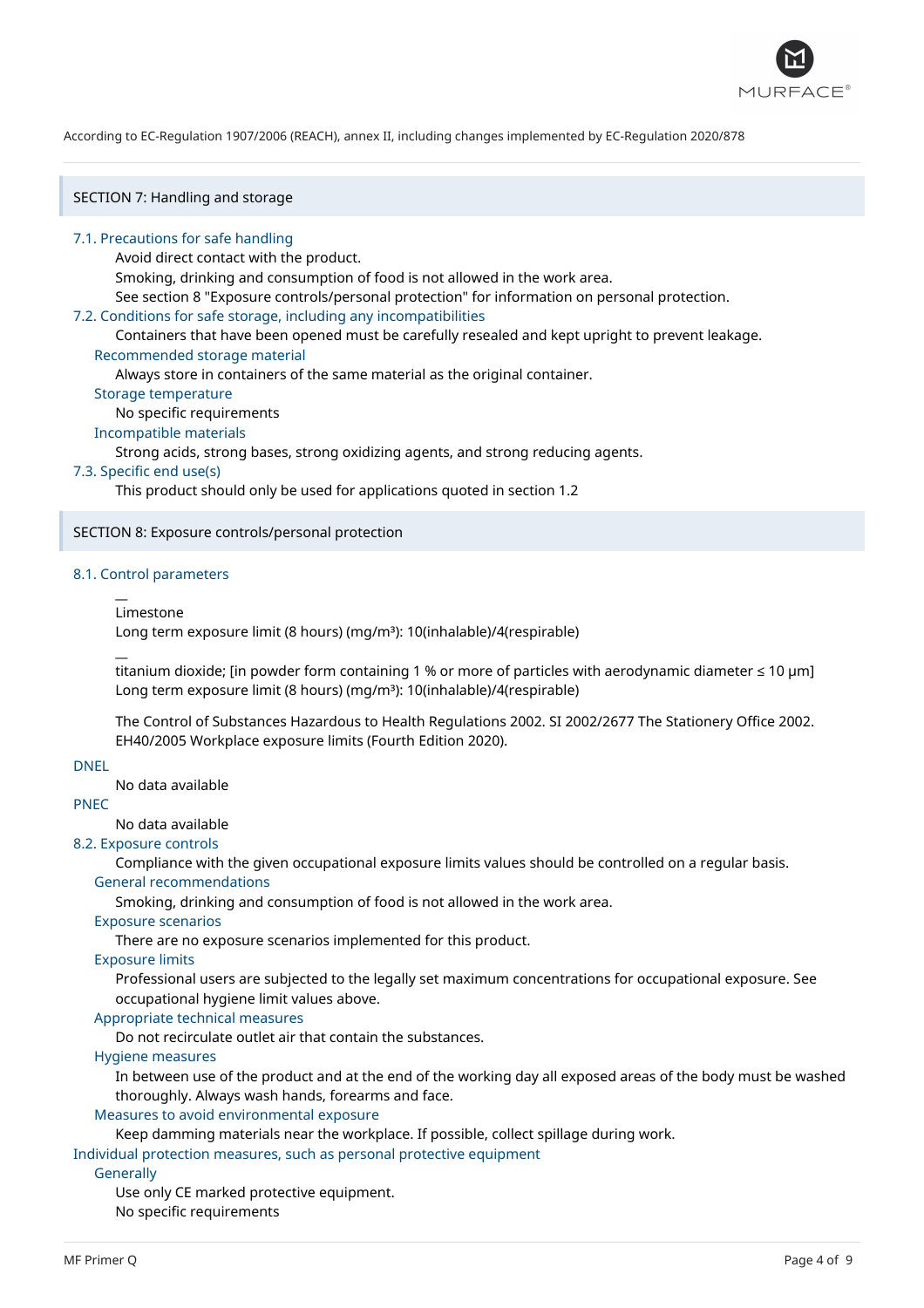According to EC-Regulation 1907/2006 (REACH), annex II, including changes implemented by EC-Regulation 2020/878

## SECTION 7: Handling and storage

### 7.1. Precautions for safe handling

Avoid direct contact with the product.
Smoking, drinking and consumption of food is not allowed in the work area.
See section 8 "Exposure controls/personal protection" for information on personal protection.

### 7.2. Conditions for safe storage, including any incompatibilities

Containers that have been opened must be carefully resealed and kept upright to prevent leakage.

#### Recommended storage material

Always store in containers of the same material as the original container.

#### Storage temperature

No specific requirements

#### Incompatible materials

Strong acids, strong bases, strong oxidizing agents, and strong reducing agents.

### 7.3. Specific end use(s)

This product should only be used for applications quoted in section 1.2

## SECTION 8: Exposure controls/personal protection

### 8.1. Control parameters

—
Limestone
Long term exposure limit (8 hours) (mg/m³): 10(inhalable)/4(respirable)

—
titanium dioxide; [in powder form containing 1 % or more of particles with aerodynamic diameter ≤ 10 μm]
Long term exposure limit (8 hours) (mg/m³): 10(inhalable)/4(respirable)

The Control of Substances Hazardous to Health Regulations 2002. SI 2002/2677 The Stationery Office 2002. EH40/2005 Workplace exposure limits (Fourth Edition 2020).

### DNEL

No data available

### PNEC

No data available

### 8.2. Exposure controls

Compliance with the given occupational exposure limits values should be controlled on a regular basis.

#### General recommendations

Smoking, drinking and consumption of food is not allowed in the work area.

#### Exposure scenarios

There are no exposure scenarios implemented for this product.

#### Exposure limits

Professional users are subjected to the legally set maximum concentrations for occupational exposure. See occupational hygiene limit values above.

#### Appropriate technical measures

Do not recirculate outlet air that contain the substances.

#### Hygiene measures

In between use of the product and at the end of the working day all exposed areas of the body must be washed thoroughly. Always wash hands, forearms and face.

#### Measures to avoid environmental exposure

Keep damming materials near the workplace. If possible, collect spillage during work.

### Individual protection measures, such as personal protective equipment

#### Generally

Use only CE marked protective equipment.
No specific requirements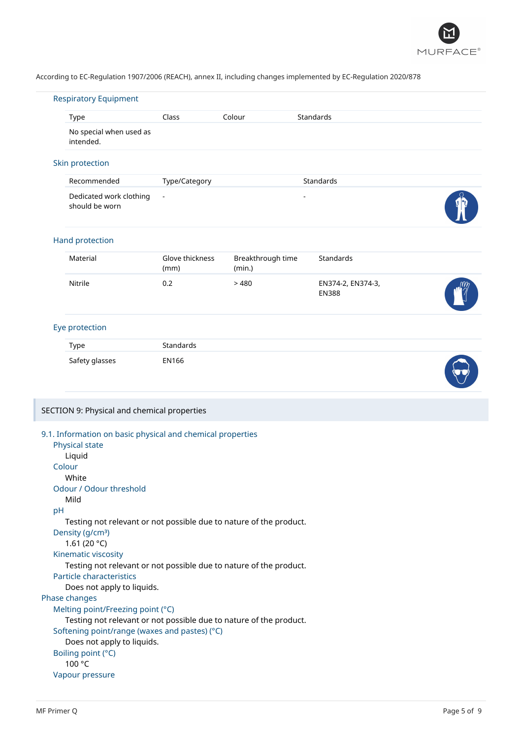According to EC-Regulation 1907/2006 (REACH), annex II, including changes implemented by EC-Regulation 2020/878

### Respiratory Equipment

| Type | Class | Colour | Standards |
|---|---|---|---|
| No special when used as intended. | | | |

### Skin protection

| Recommended | Type/Category | Standards |
|---|---|---|
| Dedicated work clothing should be worn | - | - |

### Hand protection

| Material | Glove thickness (mm) | Breakthrough time (min.) | Standards |
|---|---|---|---|
| Nitrile | 0.2 | > 480 | EN374-2, EN374-3, EN388 |

### Eye protection

| Type | Standards |
|---|---|
| Safety glasses | EN166 |

## SECTION 9: Physical and chemical properties

### 9.1. Information on basic physical and chemical properties

**Physical state**
Liquid

**Colour**
White

**Odour / Odour threshold**
Mild

**pH**
Testing not relevant or not possible due to nature of the product.

**Density (g/cm³)**
1.61 (20 °C)

**Kinematic viscosity**
Testing not relevant or not possible due to nature of the product.

**Particle characteristics**
Does not apply to liquids.

**Phase changes**

**Melting point/Freezing point (°C)**
Testing not relevant or not possible due to nature of the product.

**Softening point/range (waxes and pastes) (°C)**
Does not apply to liquids.

**Boiling point (°C)**
100 °C

**Vapour pressure**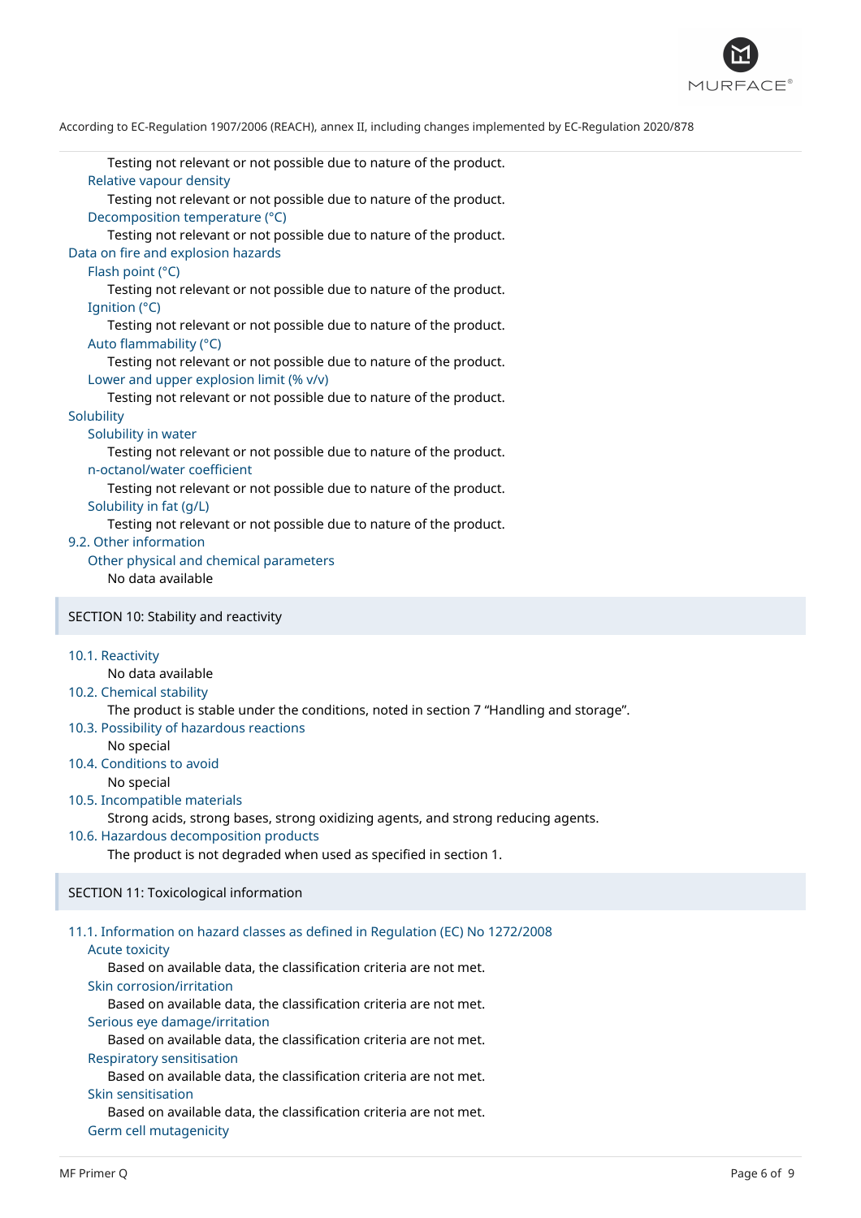Testing not relevant or not possible due to nature of the product.

Relative vapour density

Testing not relevant or not possible due to nature of the product.

Decomposition temperature (°C)

Testing not relevant or not possible due to nature of the product.

Data on fire and explosion hazards

Flash point (°C)

Testing not relevant or not possible due to nature of the product.

Ignition (°C)

Testing not relevant or not possible due to nature of the product.

Auto flammability (°C)

Testing not relevant or not possible due to nature of the product.

Lower and upper explosion limit (% v/v)

Testing not relevant or not possible due to nature of the product.

Solubility

Solubility in water

Testing not relevant or not possible due to nature of the product.

n-octanol/water coefficient

Testing not relevant or not possible due to nature of the product.

Solubility in fat (g/L)

Testing not relevant or not possible due to nature of the product.

### 9.2. Other information

Other physical and chemical parameters

No data available

## SECTION 10: Stability and reactivity

### 10.1. Reactivity

No data available

### 10.2. Chemical stability

The product is stable under the conditions, noted in section 7 “Handling and storage”.

### 10.3. Possibility of hazardous reactions

No special

### 10.4. Conditions to avoid

No special

### 10.5. Incompatible materials

Strong acids, strong bases, strong oxidizing agents, and strong reducing agents.

### 10.6. Hazardous decomposition products

The product is not degraded when used as specified in section 1.

## SECTION 11: Toxicological information

### 11.1. Information on hazard classes as defined in Regulation (EC) No 1272/2008

Acute toxicity

Based on available data, the classification criteria are not met.

Skin corrosion/irritation

Based on available data, the classification criteria are not met.

Serious eye damage/irritation

Based on available data, the classification criteria are not met.

Respiratory sensitisation

Based on available data, the classification criteria are not met.

Skin sensitisation

Based on available data, the classification criteria are not met.

Germ cell mutagenicity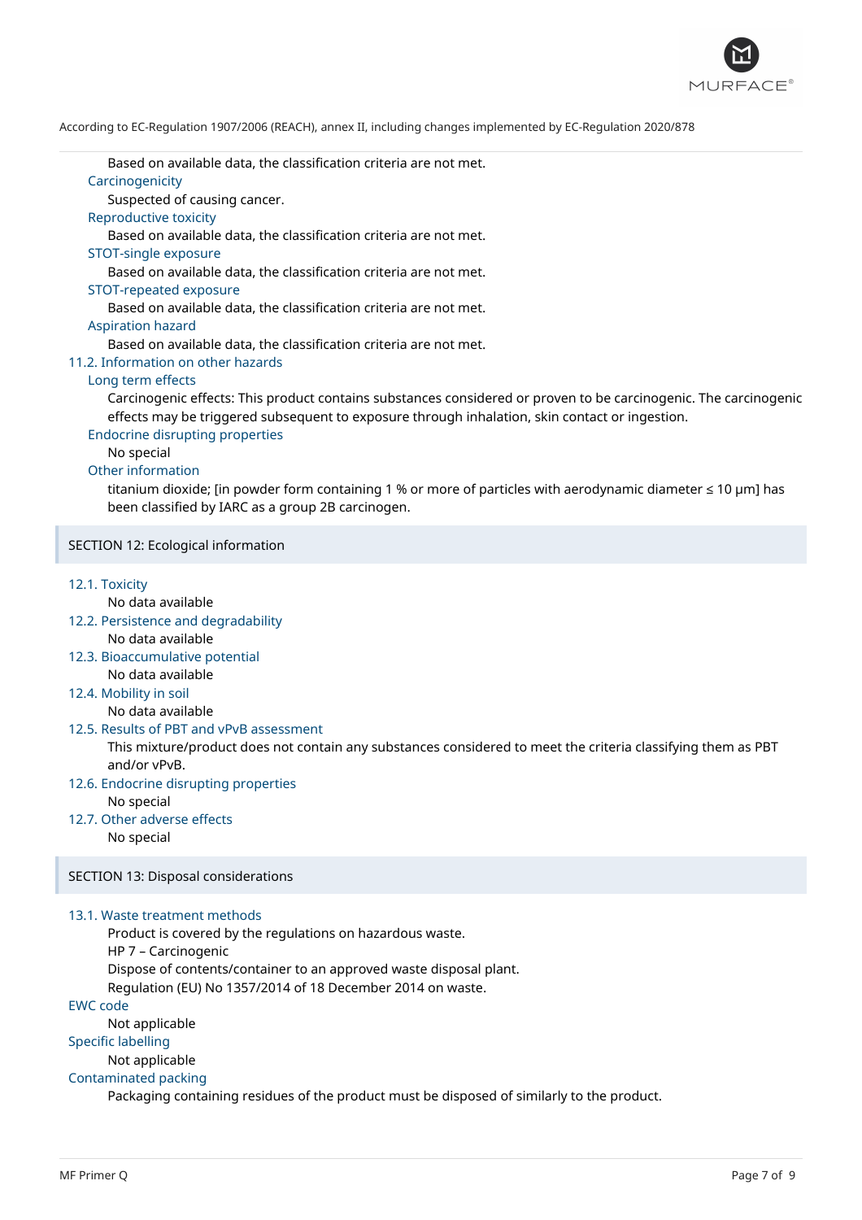Based on available data, the classification criteria are not met.

**Carcinogenicity**

Suspected of causing cancer.

**Reproductive toxicity**

Based on available data, the classification criteria are not met.

**STOT-single exposure**

Based on available data, the classification criteria are not met.

**STOT-repeated exposure**

Based on available data, the classification criteria are not met.

**Aspiration hazard**

Based on available data, the classification criteria are not met.

### 11.2. Information on other hazards

**Long term effects**

Carcinogenic effects: This product contains substances considered or proven to be carcinogenic. The carcinogenic effects may be triggered subsequent to exposure through inhalation, skin contact or ingestion.

**Endocrine disrupting properties**

No special

**Other information**

titanium dioxide; [in powder form containing 1 % or more of particles with aerodynamic diameter ≤ 10 μm] has been classified by IARC as a group 2B carcinogen.

## SECTION 12: Ecological information

### 12.1. Toxicity

No data available

### 12.2. Persistence and degradability

No data available

### 12.3. Bioaccumulative potential

No data available

### 12.4. Mobility in soil

No data available

### 12.5. Results of PBT and vPvB assessment

This mixture/product does not contain any substances considered to meet the criteria classifying them as PBT and/or vPvB.

### 12.6. Endocrine disrupting properties

No special

### 12.7. Other adverse effects

No special

## SECTION 13: Disposal considerations

### 13.1. Waste treatment methods

Product is covered by the regulations on hazardous waste.
HP 7 – Carcinogenic
Dispose of contents/container to an approved waste disposal plant.
Regulation (EU) No 1357/2014 of 18 December 2014 on waste.

**EWC code**

Not applicable

**Specific labelling**

Not applicable

**Contaminated packing**

Packaging containing residues of the product must be disposed of similarly to the product.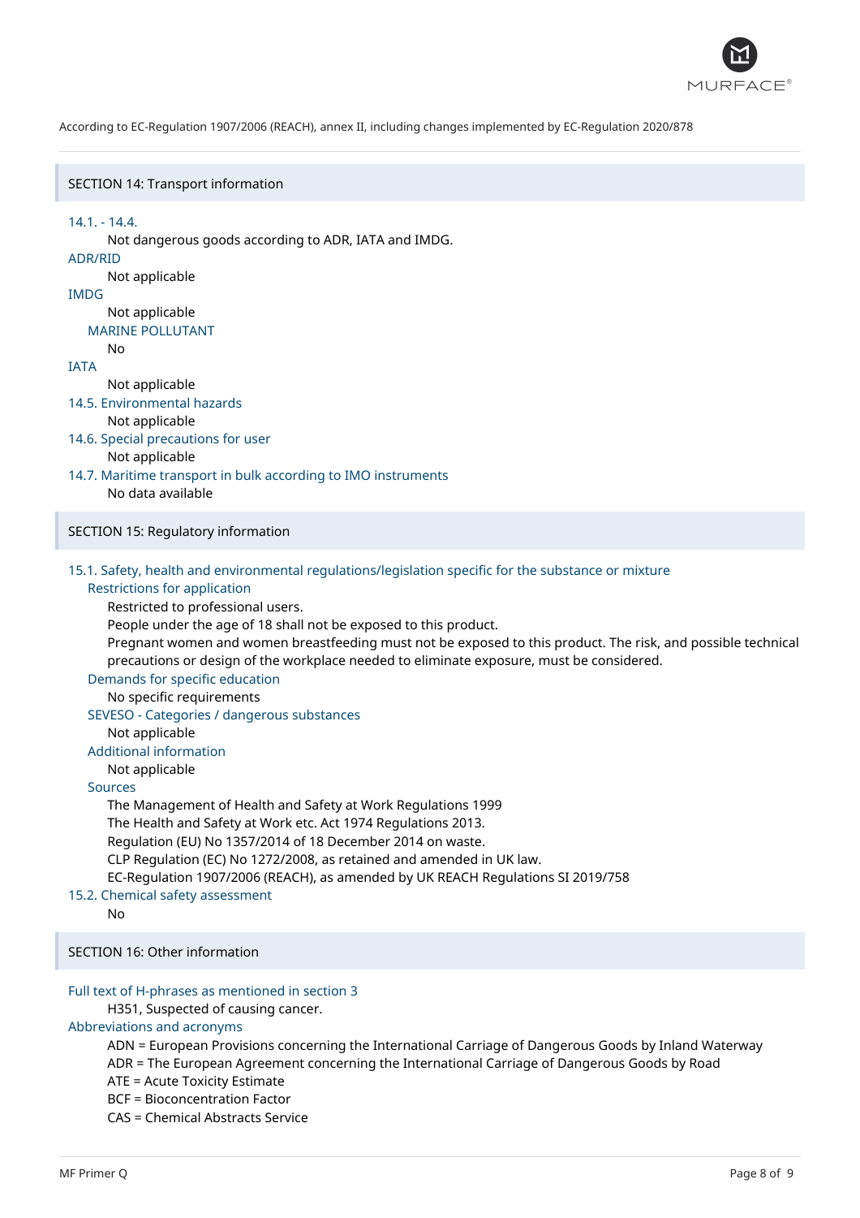According to EC-Regulation 1907/2006 (REACH), annex II, including changes implemented by EC-Regulation 2020/878

## SECTION 14: Transport information

### 14.1. - 14.4.

Not dangerous goods according to ADR, IATA and IMDG.

### ADR/RID

Not applicable

### IMDG

Not applicable

#### MARINE POLLUTANT

No

### IATA

Not applicable

### 14.5. Environmental hazards

Not applicable

### 14.6. Special precautions for user

Not applicable

### 14.7. Maritime transport in bulk according to IMO instruments

No data available

## SECTION 15: Regulatory information

### 15.1. Safety, health and environmental regulations/legislation specific for the substance or mixture

#### Restrictions for application

Restricted to professional users.
People under the age of 18 shall not be exposed to this product.
Pregnant women and women breastfeeding must not be exposed to this product. The risk, and possible technical precautions or design of the workplace needed to eliminate exposure, must be considered.

#### Demands for specific education

No specific requirements

#### SEVESO - Categories / dangerous substances

Not applicable

#### Additional information

Not applicable

#### Sources

The Management of Health and Safety at Work Regulations 1999
The Health and Safety at Work etc. Act 1974 Regulations 2013.
Regulation (EU) No 1357/2014 of 18 December 2014 on waste.
CLP Regulation (EC) No 1272/2008, as retained and amended in UK law.
EC-Regulation 1907/2006 (REACH), as amended by UK REACH Regulations SI 2019/758

### 15.2. Chemical safety assessment

No

## SECTION 16: Other information

### Full text of H-phrases as mentioned in section 3

H351, Suspected of causing cancer.

### Abbreviations and acronyms

ADN = European Provisions concerning the International Carriage of Dangerous Goods by Inland Waterway
ADR = The European Agreement concerning the International Carriage of Dangerous Goods by Road
ATE = Acute Toxicity Estimate
BCF = Bioconcentration Factor
CAS = Chemical Abstracts Service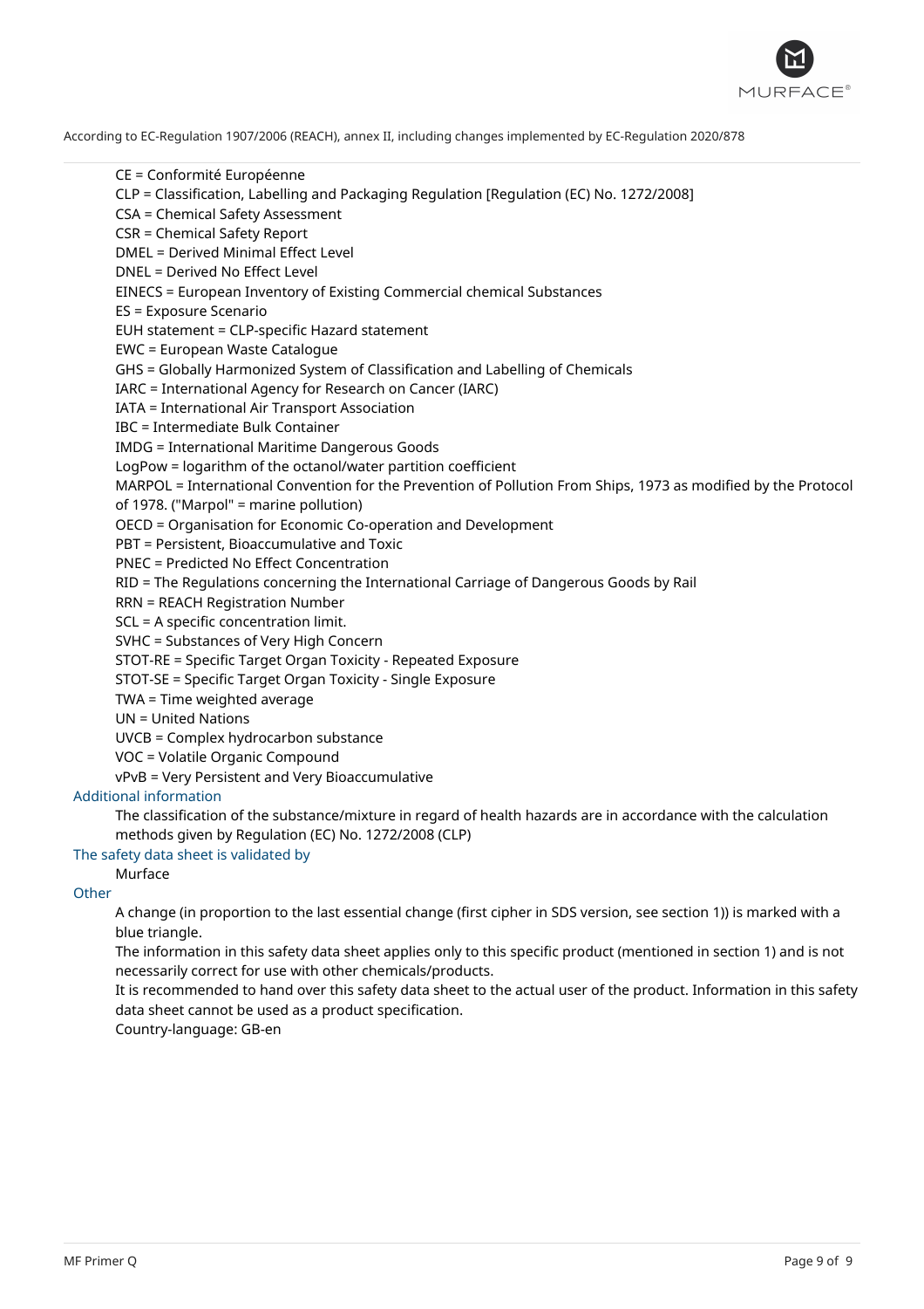CE = Conformité Européenne
CLP = Classification, Labelling and Packaging Regulation [Regulation (EC) No. 1272/2008]
CSA = Chemical Safety Assessment
CSR = Chemical Safety Report
DMEL = Derived Minimal Effect Level
DNEL = Derived No Effect Level
EINECS = European Inventory of Existing Commercial chemical Substances
ES = Exposure Scenario
EUH statement = CLP-specific Hazard statement
EWC = European Waste Catalogue
GHS = Globally Harmonized System of Classification and Labelling of Chemicals
IARC = International Agency for Research on Cancer (IARC)
IATA = International Air Transport Association
IBC = Intermediate Bulk Container
IMDG = International Maritime Dangerous Goods
LogPow = logarithm of the octanol/water partition coefficient
MARPOL = International Convention for the Prevention of Pollution From Ships, 1973 as modified by the Protocol of 1978. ("Marpol" = marine pollution)
OECD = Organisation for Economic Co-operation and Development
PBT = Persistent, Bioaccumulative and Toxic
PNEC = Predicted No Effect Concentration
RID = The Regulations concerning the International Carriage of Dangerous Goods by Rail
RRN = REACH Registration Number
SCL = A specific concentration limit.
SVHC = Substances of Very High Concern
STOT-RE = Specific Target Organ Toxicity - Repeated Exposure
STOT-SE = Specific Target Organ Toxicity - Single Exposure
TWA = Time weighted average
UN = United Nations
UVCB = Complex hydrocarbon substance
VOC = Volatile Organic Compound
vPvB = Very Persistent and Very Bioaccumulative

### Additional information

The classification of the substance/mixture in regard of health hazards are in accordance with the calculation methods given by Regulation (EC) No. 1272/2008 (CLP)

### The safety data sheet is validated by

Murface

### Other

A change (in proportion to the last essential change (first cipher in SDS version, see section 1)) is marked with a blue triangle.
The information in this safety data sheet applies only to this specific product (mentioned in section 1) and is not necessarily correct for use with other chemicals/products.
It is recommended to hand over this safety data sheet to the actual user of the product. Information in this safety data sheet cannot be used as a product specification.
Country-language: GB-en